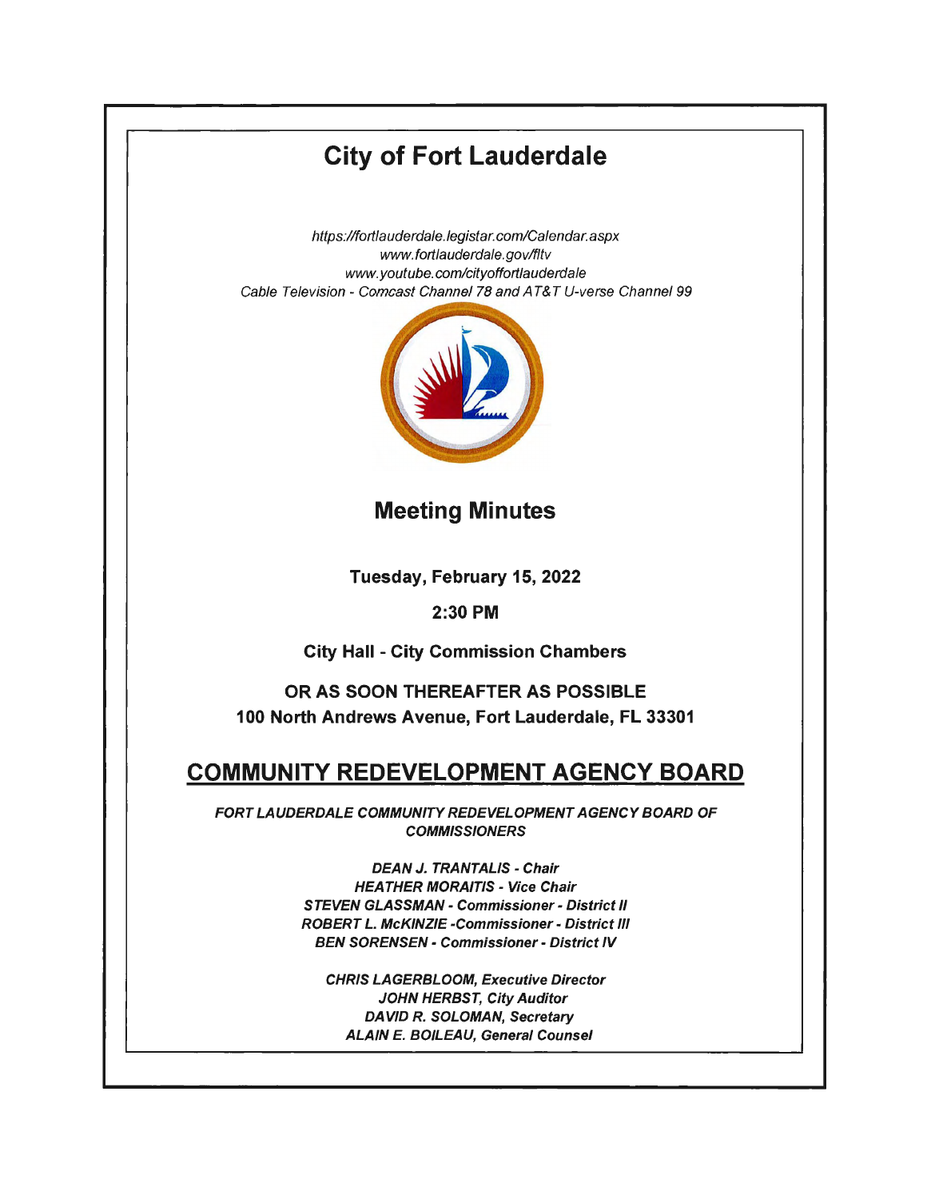# City of Fort Lauderdale

*https://fortlauderdale.legistar.com/Calendar.aspx*
*www.fortlauderdale.gov/fltv*
*www.youtube.com/cityoffortlauderdale*
*Cable Television - Comcast Channel 78 and AT&T U-verse Channel 99*

## Meeting Minutes

**Tuesday, February 15, 2022**

**2:30 PM**

**City Hall - City Commission Chambers**

**OR AS SOON THEREAFTER AS POSSIBLE**
**100 North Andrews Avenue, Fort Lauderdale, FL 33301**

## COMMUNITY REDEVELOPMENT AGENCY BOARD

***FORT LAUDERDALE COMMUNITY REDEVELOPMENT AGENCY BOARD OF COMMISSIONERS***

***DEAN J. TRANTALIS - Chair***
***HEATHER MORAITIS - Vice Chair***
***STEVEN GLASSMAN - Commissioner - District II***
***ROBERT L. McKINZIE -Commissioner - District III***
***BEN SORENSEN - Commissioner - District IV***

***CHRIS LAGERBLOOM, Executive Director***
***JOHN HERBST, City Auditor***
***DAVID R. SOLOMAN, Secretary***
***ALAIN E. BOILEAU, General Counsel***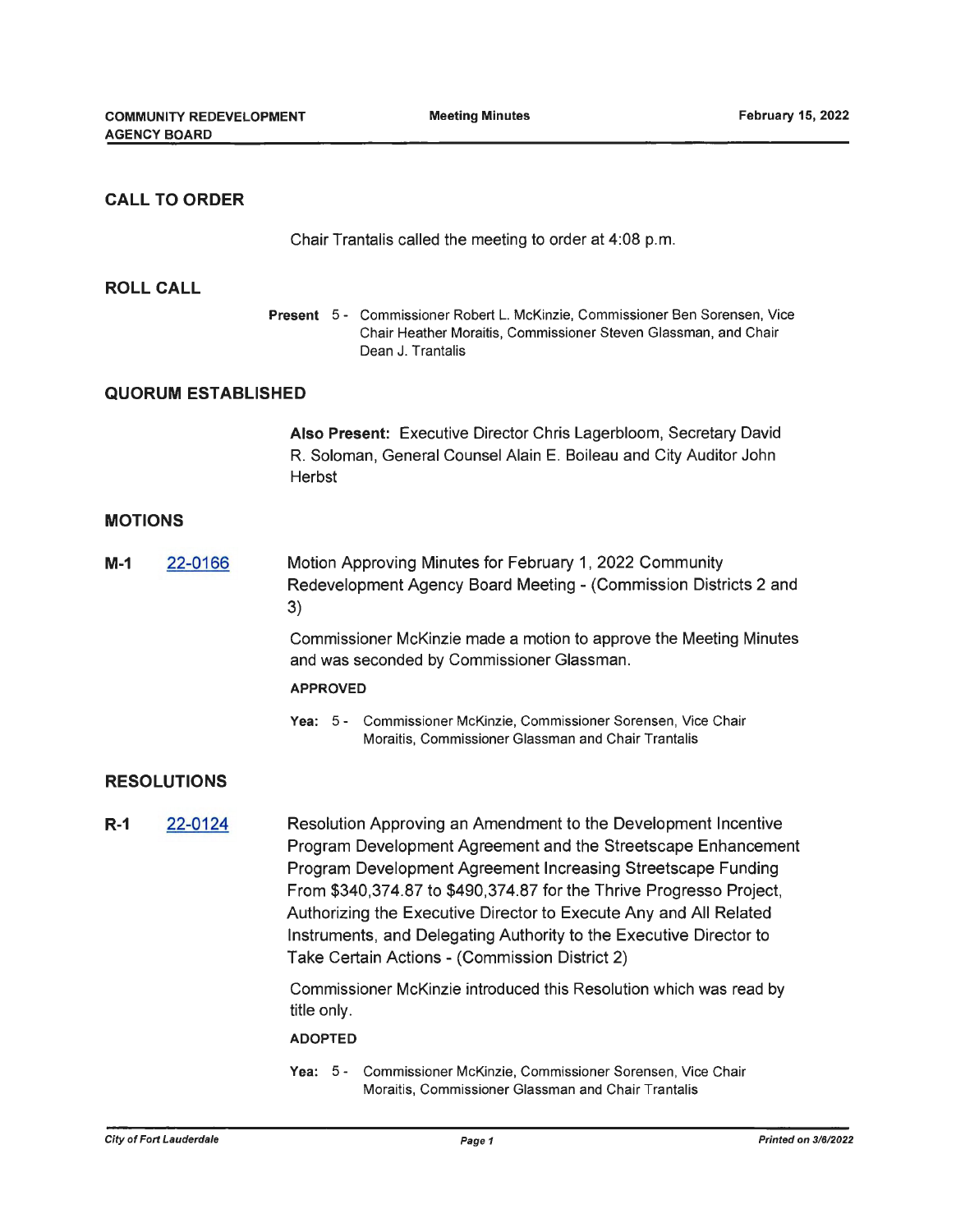## CALL TO ORDER

Chair Trantalis called the meeting to order at 4:08 p.m.

## ROLL CALL

**Present** 5 - Commissioner Robert L. McKinzie, Commissioner Ben Sorensen, Vice Chair Heather Moraitis, Commissioner Steven Glassman, and Chair Dean J. Trantalis

## QUORUM ESTABLISHED

**Also Present:** Executive Director Chris Lagerbloom, Secretary David R. Soloman, General Counsel Alain E. Boileau and City Auditor John Herbst

## MOTIONS

**M-1** 22-0166 Motion Approving Minutes for February 1, 2022 Community Redevelopment Agency Board Meeting - (Commission Districts 2 and 3)

Commissioner McKinzie made a motion to approve the Meeting Minutes and was seconded by Commissioner Glassman.

**APPROVED**

**Yea:** 5 - Commissioner McKinzie, Commissioner Sorensen, Vice Chair Moraitis, Commissioner Glassman and Chair Trantalis

## RESOLUTIONS

**R-1** 22-0124 Resolution Approving an Amendment to the Development Incentive Program Development Agreement and the Streetscape Enhancement Program Development Agreement Increasing Streetscape Funding From $340,374.87 to $490,374.87 for the Thrive Progresso Project, Authorizing the Executive Director to Execute Any and All Related Instruments, and Delegating Authority to the Executive Director to Take Certain Actions - (Commission District 2)

Commissioner McKinzie introduced this Resolution which was read by title only.

**ADOPTED**

**Yea:** 5 - Commissioner McKinzie, Commissioner Sorensen, Vice Chair Moraitis, Commissioner Glassman and Chair Trantalis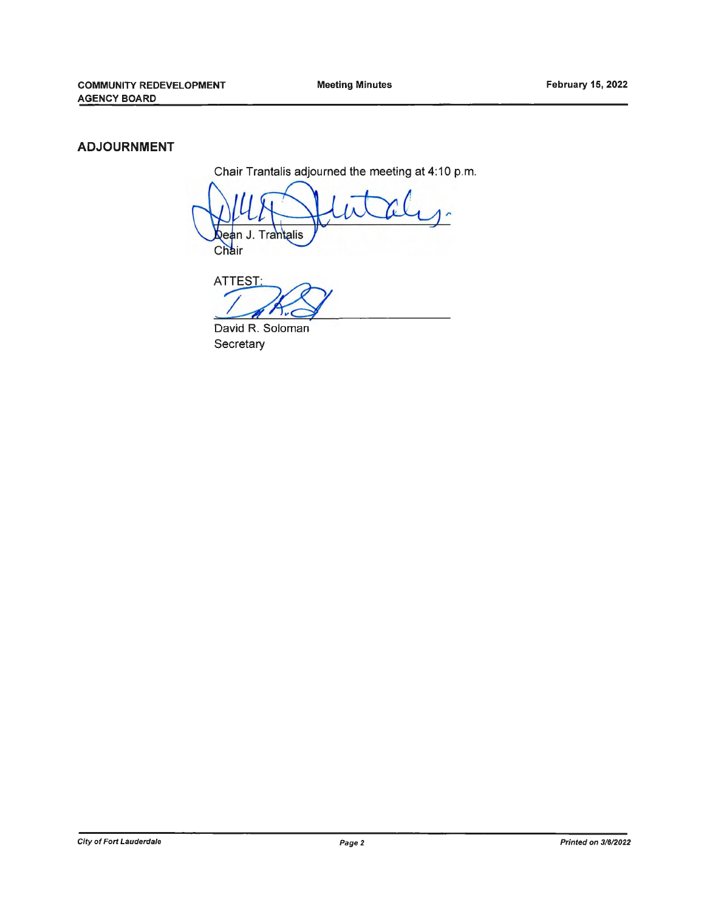## ADJOURNMENT

Chair Trantalis adjourned the meeting at 4:10 p.m.

Dean J. Trantalis
Chair

ATTEST:

David R. Soloman
Secretary